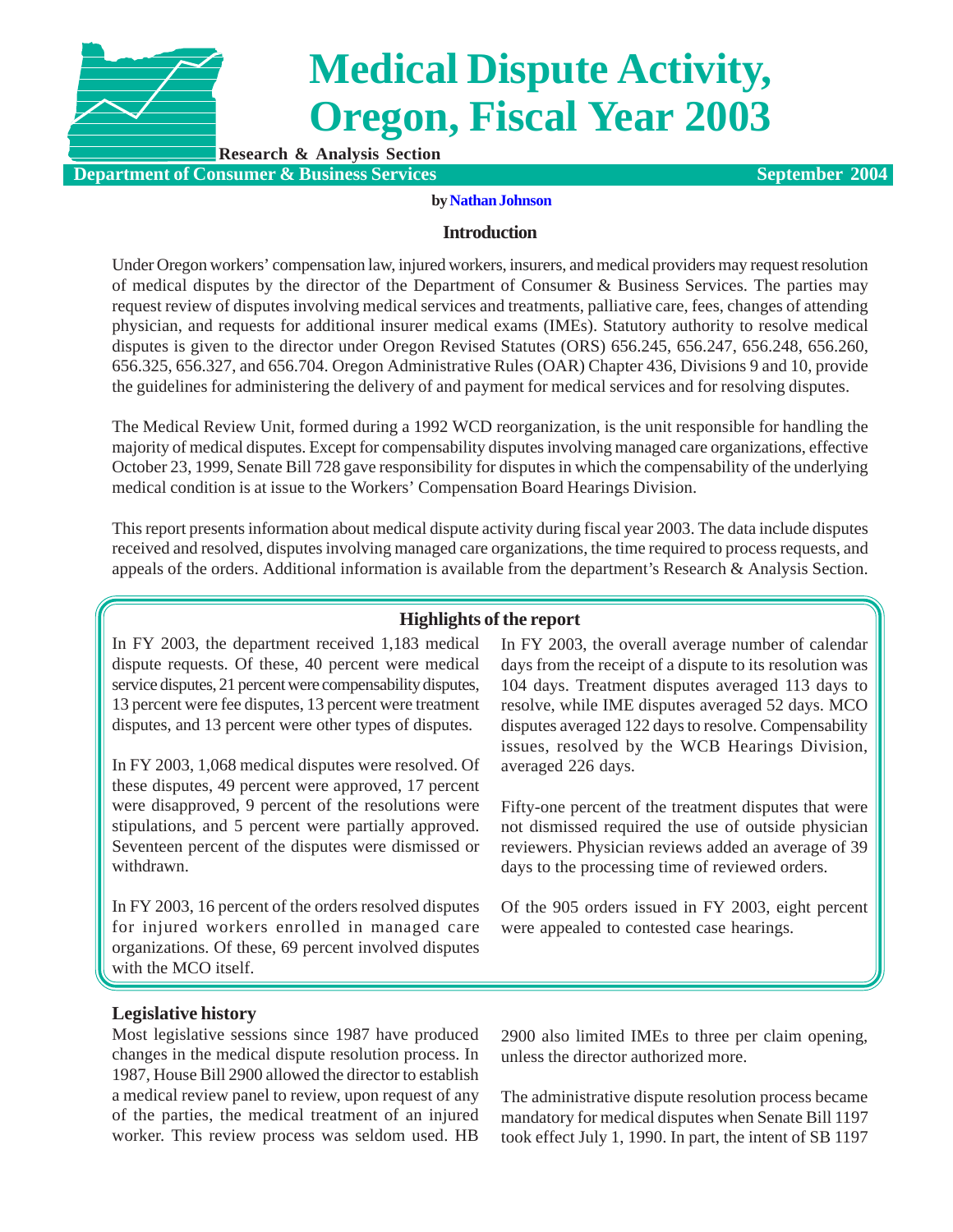# Medical Dispute Activity, Oregon, Fiscal Year 2003

**Research & Analysis Section**

**Department of Consumer & Business Services** — **September 2004**

by Nathan Johnson

## Introduction

Under Oregon workers' compensation law, injured workers, insurers, and medical providers may request resolution of medical disputes by the director of the Department of Consumer & Business Services. The parties may request review of disputes involving medical services and treatments, palliative care, fees, changes of attending physician, and requests for additional insurer medical exams (IMEs). Statutory authority to resolve medical disputes is given to the director under Oregon Revised Statutes (ORS) 656.245, 656.247, 656.248, 656.260, 656.325, 656.327, and 656.704. Oregon Administrative Rules (OAR) Chapter 436, Divisions 9 and 10, provide the guidelines for administering the delivery of and payment for medical services and for resolving disputes.

The Medical Review Unit, formed during a 1992 WCD reorganization, is the unit responsible for handling the majority of medical disputes. Except for compensability disputes involving managed care organizations, effective October 23, 1999, Senate Bill 728 gave responsibility for disputes in which the compensability of the underlying medical condition is at issue to the Workers' Compensation Board Hearings Division.

This report presents information about medical dispute activity during fiscal year 2003. The data include disputes received and resolved, disputes involving managed care organizations, the time required to process requests, and appeals of the orders. Additional information is available from the department's Research & Analysis Section.

### Highlights of the report

In FY 2003, the department received 1,183 medical dispute requests. Of these, 40 percent were medical service disputes, 21 percent were compensability disputes, 13 percent were fee disputes, 13 percent were treatment disputes, and 13 percent were other types of disputes.

In FY 2003, 1,068 medical disputes were resolved. Of these disputes, 49 percent were approved, 17 percent were disapproved, 9 percent of the resolutions were stipulations, and 5 percent were partially approved. Seventeen percent of the disputes were dismissed or withdrawn.

In FY 2003, 16 percent of the orders resolved disputes for injured workers enrolled in managed care organizations. Of these, 69 percent involved disputes with the MCO itself.

In FY 2003, the overall average number of calendar days from the receipt of a dispute to its resolution was 104 days. Treatment disputes averaged 113 days to resolve, while IME disputes averaged 52 days. MCO disputes averaged 122 days to resolve. Compensability issues, resolved by the WCB Hearings Division, averaged 226 days.

Fifty-one percent of the treatment disputes that were not dismissed required the use of outside physician reviewers. Physician reviews added an average of 39 days to the processing time of reviewed orders.

Of the 905 orders issued in FY 2003, eight percent were appealed to contested case hearings.

### Legislative history

Most legislative sessions since 1987 have produced changes in the medical dispute resolution process. In 1987, House Bill 2900 allowed the director to establish a medical review panel to review, upon request of any of the parties, the medical treatment of an injured worker. This review process was seldom used. HB 2900 also limited IMEs to three per claim opening, unless the director authorized more.

The administrative dispute resolution process became mandatory for medical disputes when Senate Bill 1197 took effect July 1, 1990. In part, the intent of SB 1197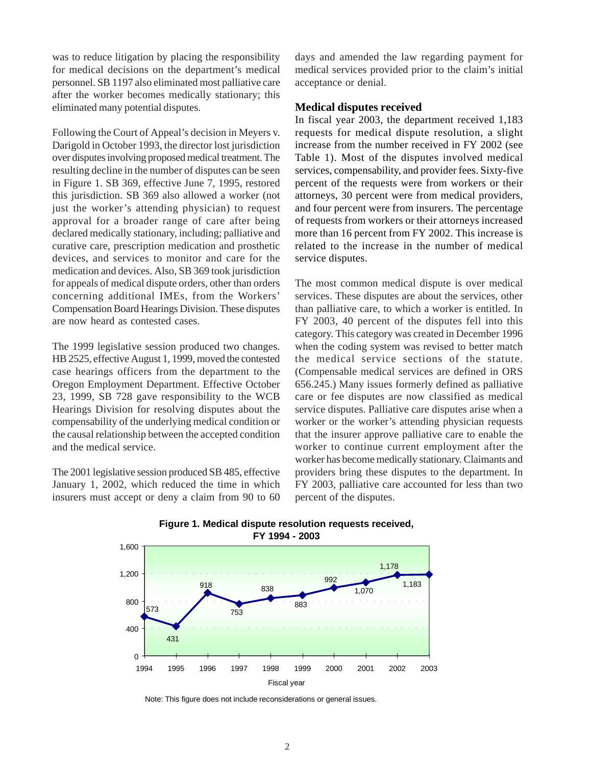was to reduce litigation by placing the responsibility for medical decisions on the department's medical personnel. SB 1197 also eliminated most palliative care after the worker becomes medically stationary; this eliminated many potential disputes.

Following the Court of Appeal's decision in Meyers v. Darigold in October 1993, the director lost jurisdiction over disputes involving proposed medical treatment. The resulting decline in the number of disputes can be seen in Figure 1. SB 369, effective June 7, 1995, restored this jurisdiction. SB 369 also allowed a worker (not just the worker's attending physician) to request approval for a broader range of care after being declared medically stationary, including; palliative and curative care, prescription medication and prosthetic devices, and services to monitor and care for the medication and devices. Also, SB 369 took jurisdiction for appeals of medical dispute orders, other than orders concerning additional IMEs, from the Workers' Compensation Board Hearings Division. These disputes are now heard as contested cases.

The 1999 legislative session produced two changes. HB 2525, effective August 1, 1999, moved the contested case hearings officers from the department to the Oregon Employment Department. Effective October 23, 1999, SB 728 gave responsibility to the WCB Hearings Division for resolving disputes about the compensability of the underlying medical condition or the causal relationship between the accepted condition and the medical service.

The 2001 legislative session produced SB 485, effective January 1, 2002, which reduced the time in which insurers must accept or deny a claim from 90 to 60 days and amended the law regarding payment for medical services provided prior to the claim's initial acceptance or denial.

### Medical disputes received

In fiscal year 2003, the department received 1,183 requests for medical dispute resolution, a slight increase from the number received in FY 2002 (see Table 1). Most of the disputes involved medical services, compensability, and provider fees. Sixty-five percent of the requests were from workers or their attorneys, 30 percent were from medical providers, and four percent were from insurers. The percentage of requests from workers or their attorneys increased more than 16 percent from FY 2002. This increase is related to the increase in the number of medical service disputes.

The most common medical dispute is over medical services. These disputes are about the services, other than palliative care, to which a worker is entitled. In FY 2003, 40 percent of the disputes fell into this category. This category was created in December 1996 when the coding system was revised to better match the medical service sections of the statute. (Compensable medical services are defined in ORS 656.245.) Many issues formerly defined as palliative care or fee disputes are now classified as medical service disputes. Palliative care disputes arise when a worker or the worker's attending physician requests that the insurer approve palliative care to enable the worker to continue current employment after the worker has become medically stationary. Claimants and providers bring these disputes to the department. In FY 2003, palliative care accounted for less than two percent of the disputes.

**Figure 1. Medical dispute resolution requests received, FY 1994 - 2003**

| Fiscal year | Requests received |
|---|---|
| 1994 | 573 |
| 1995 | 431 |
| 1996 | 918 |
| 1997 | 753 |
| 1998 | 838 |
| 1999 | 883 |
| 2000 | 992 |
| 2001 | 1,070 |
| 2002 | 1,178 |
| 2003 | 1,183 |

Note: This figure does not include reconsiderations or general issues.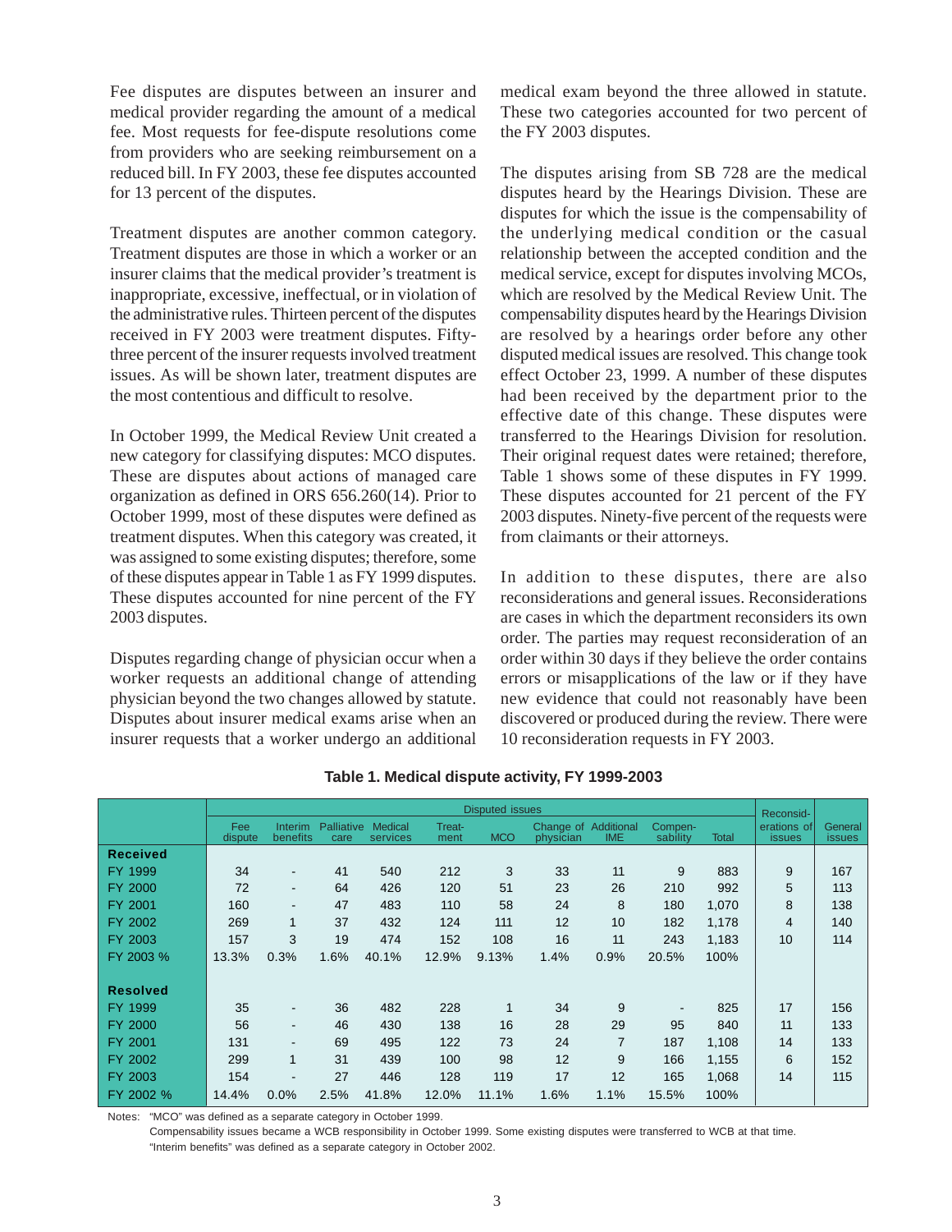Fee disputes are disputes between an insurer and medical provider regarding the amount of a medical fee. Most requests for fee-dispute resolutions come from providers who are seeking reimbursement on a reduced bill. In FY 2003, these fee disputes accounted for 13 percent of the disputes.

Treatment disputes are another common category. Treatment disputes are those in which a worker or an insurer claims that the medical provider's treatment is inappropriate, excessive, ineffectual, or in violation of the administrative rules. Thirteen percent of the disputes received in FY 2003 were treatment disputes. Fifty-three percent of the insurer requests involved treatment issues. As will be shown later, treatment disputes are the most contentious and difficult to resolve.

In October 1999, the Medical Review Unit created a new category for classifying disputes: MCO disputes. These are disputes about actions of managed care organization as defined in ORS 656.260(14). Prior to October 1999, most of these disputes were defined as treatment disputes. When this category was created, it was assigned to some existing disputes; therefore, some of these disputes appear in Table 1 as FY 1999 disputes. These disputes accounted for nine percent of the FY 2003 disputes.

Disputes regarding change of physician occur when a worker requests an additional change of attending physician beyond the two changes allowed by statute. Disputes about insurer medical exams arise when an insurer requests that a worker undergo an additional medical exam beyond the three allowed in statute. These two categories accounted for two percent of the FY 2003 disputes.

The disputes arising from SB 728 are the medical disputes heard by the Hearings Division. These are disputes for which the issue is the compensability of the underlying medical condition or the casual relationship between the accepted condition and the medical service, except for disputes involving MCOs, which are resolved by the Medical Review Unit. The compensability disputes heard by the Hearings Division are resolved by a hearings order before any other disputed medical issues are resolved. This change took effect October 23, 1999. A number of these disputes had been received by the department prior to the effective date of this change. These disputes were transferred to the Hearings Division for resolution. Their original request dates were retained; therefore, Table 1 shows some of these disputes in FY 1999. These disputes accounted for 21 percent of the FY 2003 disputes. Ninety-five percent of the requests were from claimants or their attorneys.

In addition to these disputes, there are also reconsiderations and general issues. Reconsiderations are cases in which the department reconsiders its own order. The parties may request reconsideration of an order within 30 days if they believe the order contains errors or misapplications of the law or if they have new evidence that could not reasonably have been discovered or produced during the review. There were 10 reconsideration requests in FY 2003.

**Table 1. Medical dispute activity, FY 1999-2003**

| | Disputed issues | | | | | | | | | | Reconsid-erations of issues | General issues |
|---|---|---|---|---|---|---|---|---|---|---|---|---|
| | Fee dispute | Interim benefits | Palliative care | Medical services | Treat-ment | MCO | Change of physician | Additional IME | Compen-sability | Total | | |
| **Received** | | | | | | | | | | | | |
| FY 1999 | 34 | - | 41 | 540 | 212 | 3 | 33 | 11 | 9 | 883 | 9 | 167 |
| FY 2000 | 72 | - | 64 | 426 | 120 | 51 | 23 | 26 | 210 | 992 | 5 | 113 |
| FY 2001 | 160 | - | 47 | 483 | 110 | 58 | 24 | 8 | 180 | 1,070 | 8 | 138 |
| FY 2002 | 269 | 1 | 37 | 432 | 124 | 111 | 12 | 10 | 182 | 1,178 | 4 | 140 |
| FY 2003 | 157 | 3 | 19 | 474 | 152 | 108 | 16 | 11 | 243 | 1,183 | 10 | 114 |
| FY 2003 % | 13.3% | 0.3% | 1.6% | 40.1% | 12.9% | 9.13% | 1.4% | 0.9% | 20.5% | 100% | | |
| **Resolved** | | | | | | | | | | | | |
| FY 1999 | 35 | - | 36 | 482 | 228 | 1 | 34 | 9 | - | 825 | 17 | 156 |
| FY 2000 | 56 | - | 46 | 430 | 138 | 16 | 28 | 29 | 95 | 840 | 11 | 133 |
| FY 2001 | 131 | - | 69 | 495 | 122 | 73 | 24 | 7 | 187 | 1,108 | 14 | 133 |
| FY 2002 | 299 | 1 | 31 | 439 | 100 | 98 | 12 | 9 | 166 | 1,155 | 6 | 152 |
| FY 2003 | 154 | - | 27 | 446 | 128 | 119 | 17 | 12 | 165 | 1,068 | 14 | 115 |
| FY 2002 % | 14.4% | 0.0% | 2.5% | 41.8% | 12.0% | 11.1% | 1.6% | 1.1% | 15.5% | 100% | | |

Notes: "MCO" was defined as a separate category in October 1999.
Compensability issues became a WCB responsibility in October 1999. Some existing disputes were transferred to WCB at that time.
"Interim benefits" was defined as a separate category in October 2002.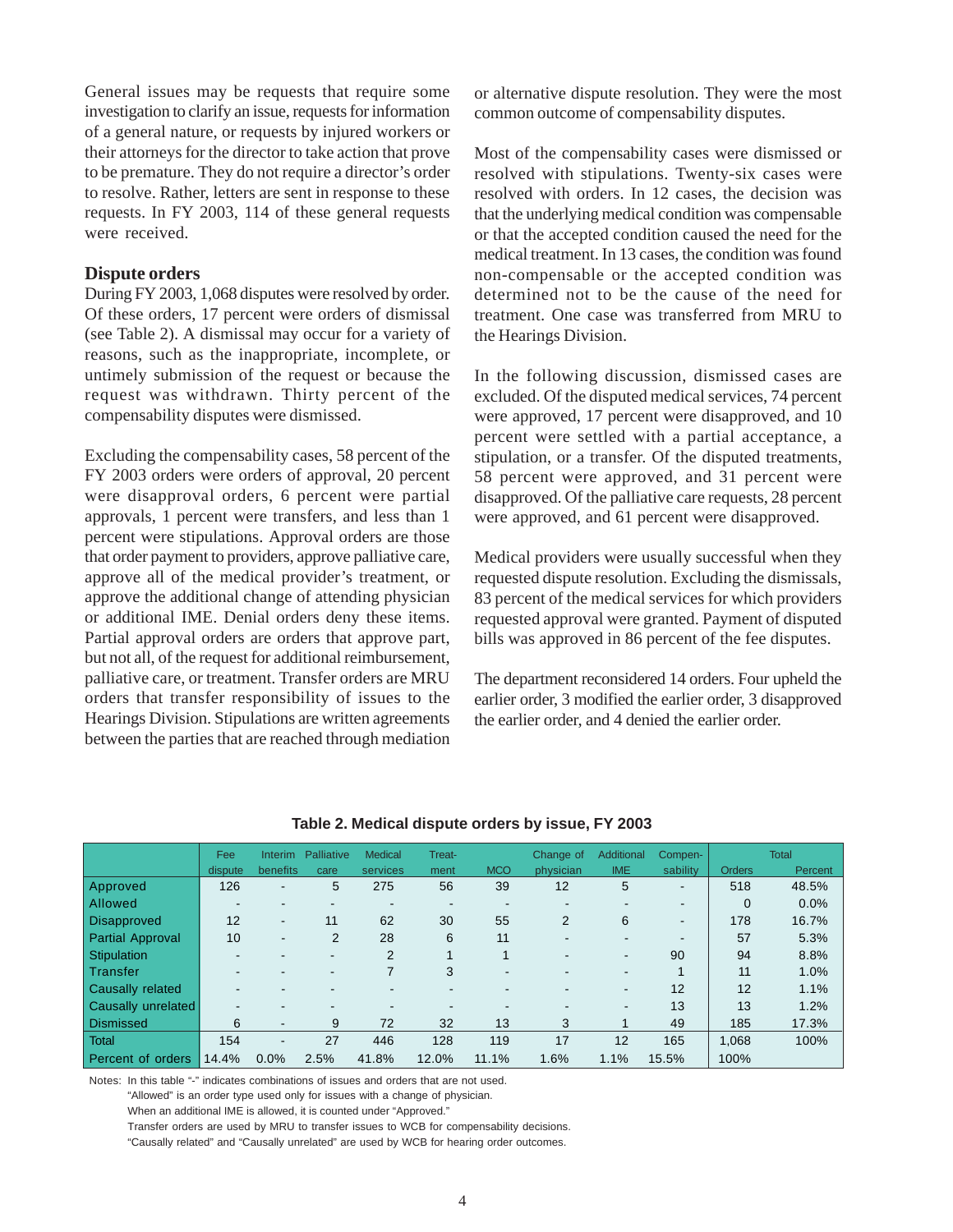General issues may be requests that require some investigation to clarify an issue, requests for information of a general nature, or requests by injured workers or their attorneys for the director to take action that prove to be premature. They do not require a director's order to resolve. Rather, letters are sent in response to these requests. In FY 2003, 114 of these general requests were received.

### Dispute orders

During FY 2003, 1,068 disputes were resolved by order. Of these orders, 17 percent were orders of dismissal (see Table 2). A dismissal may occur for a variety of reasons, such as the inappropriate, incomplete, or untimely submission of the request or because the request was withdrawn. Thirty percent of the compensability disputes were dismissed.

Excluding the compensability cases, 58 percent of the FY 2003 orders were orders of approval, 20 percent were disapproval orders, 6 percent were partial approvals, 1 percent were transfers, and less than 1 percent were stipulations. Approval orders are those that order payment to providers, approve palliative care, approve all of the medical provider's treatment, or approve the additional change of attending physician or additional IME. Denial orders deny these items. Partial approval orders are orders that approve part, but not all, of the request for additional reimbursement, palliative care, or treatment. Transfer orders are MRU orders that transfer responsibility of issues to the Hearings Division. Stipulations are written agreements between the parties that are reached through mediation or alternative dispute resolution. They were the most common outcome of compensability disputes.

Most of the compensability cases were dismissed or resolved with stipulations. Twenty-six cases were resolved with orders. In 12 cases, the decision was that the underlying medical condition was compensable or that the accepted condition caused the need for the medical treatment. In 13 cases, the condition was found non-compensable or the accepted condition was determined not to be the cause of the need for treatment. One case was transferred from MRU to the Hearings Division.

In the following discussion, dismissed cases are excluded. Of the disputed medical services, 74 percent were approved, 17 percent were disapproved, and 10 percent were settled with a partial acceptance, a stipulation, or a transfer. Of the disputed treatments, 58 percent were approved, and 31 percent were disapproved. Of the palliative care requests, 28 percent were approved, and 61 percent were disapproved.

Medical providers were usually successful when they requested dispute resolution. Excluding the dismissals, 83 percent of the medical services for which providers requested approval were granted. Payment of disputed bills was approved in 86 percent of the fee disputes.

The department reconsidered 14 orders. Four upheld the earlier order, 3 modified the earlier order, 3 disapproved the earlier order, and 4 denied the earlier order.

**Table 2. Medical dispute orders by issue, FY 2003**

| | Fee dispute | Interim benefits | Palliative care | Medical services | Treat-ment | MCO | Change of physician | Additional IME | Compen-sability | Total Orders | Total Percent |
|---|---|---|---|---|---|---|---|---|---|---|---|
| Approved | 126 | - | 5 | 275 | 56 | 39 | 12 | 5 | - | 518 | 48.5% |
| Allowed | - | - | - | - | - | - | - | - | - | 0 | 0.0% |
| Disapproved | 12 | - | 11 | 62 | 30 | 55 | 2 | 6 | - | 178 | 16.7% |
| Partial Approval | 10 | - | 2 | 28 | 6 | 11 | - | - | - | 57 | 5.3% |
| Stipulation | - | - | - | 2 | 1 | 1 | - | - | 90 | 94 | 8.8% |
| Transfer | - | - | - | 7 | 3 | - | - | - | 1 | 11 | 1.0% |
| Causally related | - | - | - | - | - | - | - | - | 12 | 12 | 1.1% |
| Causally unrelated | - | - | - | - | - | - | - | - | 13 | 13 | 1.2% |
| Dismissed | 6 | - | 9 | 72 | 32 | 13 | 3 | 1 | 49 | 185 | 17.3% |
| Total | 154 | - | 27 | 446 | 128 | 119 | 17 | 12 | 165 | 1,068 | 100% |
| Percent of orders | 14.4% | 0.0% | 2.5% | 41.8% | 12.0% | 11.1% | 1.6% | 1.1% | 15.5% | 100% | |

Notes: In this table "-" indicates combinations of issues and orders that are not used.
"Allowed" is an order type used only for issues with a change of physician.
When an additional IME is allowed, it is counted under "Approved."
Transfer orders are used by MRU to transfer issues to WCB for compensability decisions.
"Causally related" and "Causally unrelated" are used by WCB for hearing order outcomes.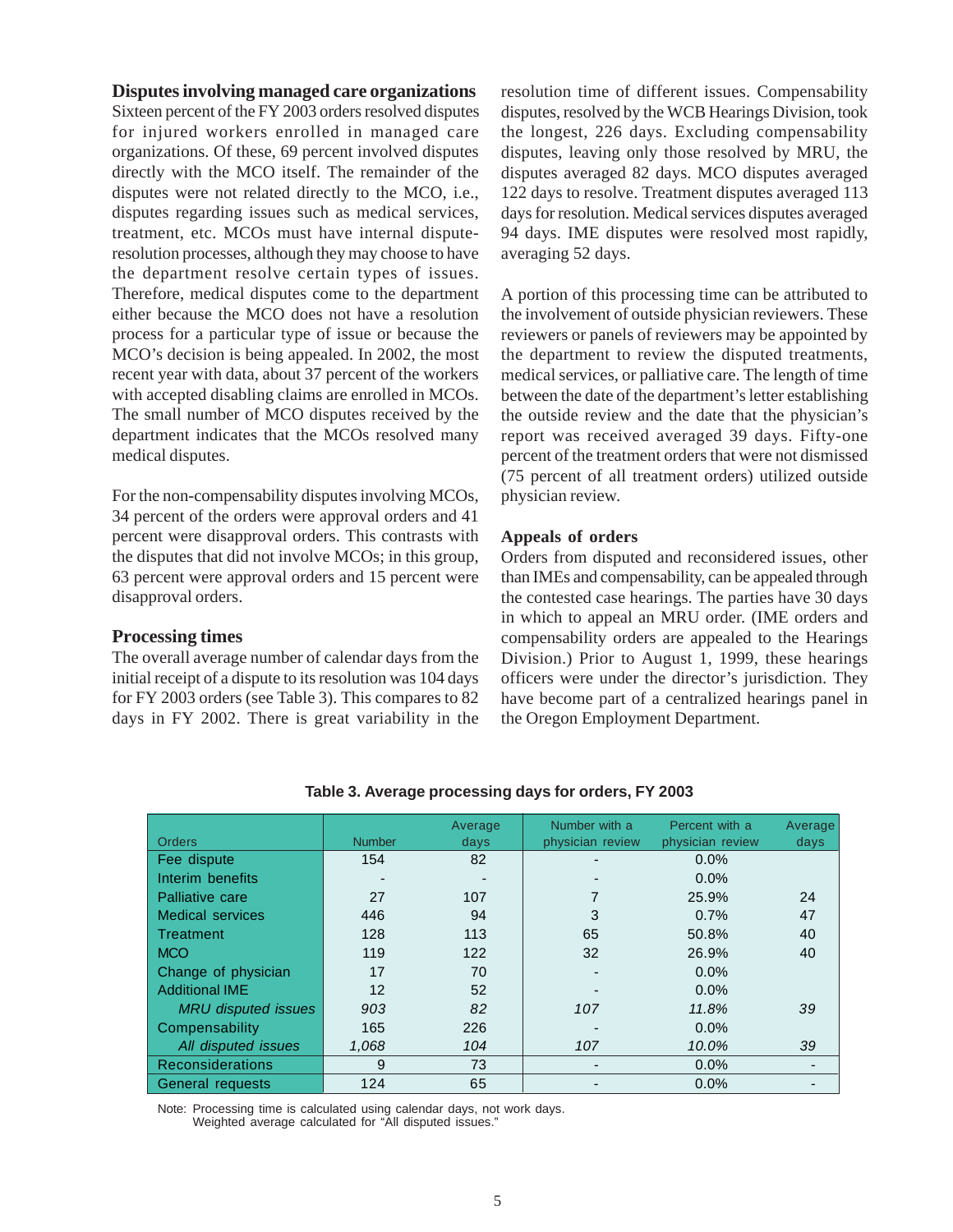### Disputes involving managed care organizations

Sixteen percent of the FY 2003 orders resolved disputes for injured workers enrolled in managed care organizations. Of these, 69 percent involved disputes directly with the MCO itself. The remainder of the disputes were not related directly to the MCO, i.e., disputes regarding issues such as medical services, treatment, etc. MCOs must have internal dispute-resolution processes, although they may choose to have the department resolve certain types of issues. Therefore, medical disputes come to the department either because the MCO does not have a resolution process for a particular type of issue or because the MCO's decision is being appealed. In 2002, the most recent year with data, about 37 percent of the workers with accepted disabling claims are enrolled in MCOs. The small number of MCO disputes received by the department indicates that the MCOs resolved many medical disputes.

For the non-compensability disputes involving MCOs, 34 percent of the orders were approval orders and 41 percent were disapproval orders. This contrasts with the disputes that did not involve MCOs; in this group, 63 percent were approval orders and 15 percent were disapproval orders.

### Processing times

The overall average number of calendar days from the initial receipt of a dispute to its resolution was 104 days for FY 2003 orders (see Table 3). This compares to 82 days in FY 2002. There is great variability in the resolution time of different issues. Compensability disputes, resolved by the WCB Hearings Division, took the longest, 226 days. Excluding compensability disputes, leaving only those resolved by MRU, the disputes averaged 82 days. MCO disputes averaged 122 days to resolve. Treatment disputes averaged 113 days for resolution. Medical services disputes averaged 94 days. IME disputes were resolved most rapidly, averaging 52 days.

A portion of this processing time can be attributed to the involvement of outside physician reviewers. These reviewers or panels of reviewers may be appointed by the department to review the disputed treatments, medical services, or palliative care. The length of time between the date of the department's letter establishing the outside review and the date that the physician's report was received averaged 39 days. Fifty-one percent of the treatment orders that were not dismissed (75 percent of all treatment orders) utilized outside physician review.

### Appeals of orders

Orders from disputed and reconsidered issues, other than IMEs and compensability, can be appealed through the contested case hearings. The parties have 30 days in which to appeal an MRU order. (IME orders and compensability orders are appealed to the Hearings Division.) Prior to August 1, 1999, these hearings officers were under the director's jurisdiction. They have become part of a centralized hearings panel in the Oregon Employment Department.

**Table 3. Average processing days for orders, FY 2003**

| Orders | Number | Average days | Number with a physician review | Percent with a physician review | Average days |
|---|---|---|---|---|---|
| Fee dispute | 154 | 82 | - | 0.0% | |
| Interim benefits | - | - | - | 0.0% | |
| Palliative care | 27 | 107 | 7 | 25.9% | 24 |
| Medical services | 446 | 94 | 3 | 0.7% | 47 |
| Treatment | 128 | 113 | 65 | 50.8% | 40 |
| MCO | 119 | 122 | 32 | 26.9% | 40 |
| Change of physician | 17 | 70 | - | 0.0% | |
| Additional IME | 12 | 52 | - | 0.0% | |
| *MRU disputed issues* | *903* | *82* | *107* | *11.8%* | *39* |
| Compensability | 165 | 226 | - | 0.0% | |
| *All disputed issues* | *1,068* | *104* | *107* | *10.0%* | *39* |
| Reconsiderations | 9 | 73 | - | 0.0% | - |
| General requests | 124 | 65 | - | 0.0% | - |

Note: Processing time is calculated using calendar days, not work days.
Weighted average calculated for "All disputed issues."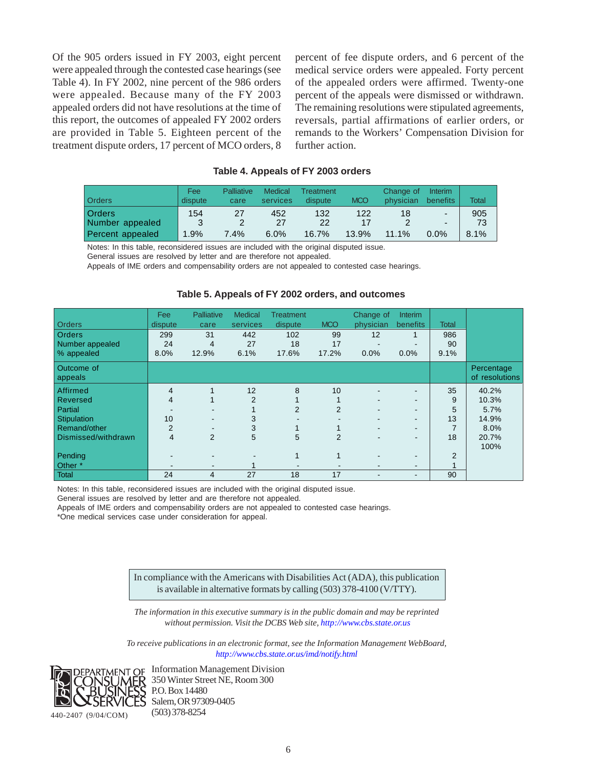Of the 905 orders issued in FY 2003, eight percent were appealed through the contested case hearings (see Table 4). In FY 2002, nine percent of the 986 orders were appealed. Because many of the FY 2003 appealed orders did not have resolutions at the time of this report, the outcomes of appealed FY 2002 orders are provided in Table 5. Eighteen percent of the treatment dispute orders, 17 percent of MCO orders, 8 percent of fee dispute orders, and 6 percent of the medical service orders were appealed. Forty percent of the appealed orders were affirmed. Twenty-one percent of the appeals were dismissed or withdrawn. The remaining resolutions were stipulated agreements, reversals, partial affirmations of earlier orders, or remands to the Workers' Compensation Division for further action.

**Table 4. Appeals of FY 2003 orders**

| Orders | Fee dispute | Palliative care | Medical services | Treatment dispute | MCO | Change of physician | Interim benefits | Total |
|---|---|---|---|---|---|---|---|---|
| Orders | 154 | 27 | 452 | 132 | 122 | 18 | - | 905 |
| Number appealed | 3 | 2 | 27 | 22 | 17 | 2 | - | 73 |
| Percent appealed | 1.9% | 7.4% | 6.0% | 16.7% | 13.9% | 11.1% | 0.0% | 8.1% |

Notes: In this table, reconsidered issues are included with the original disputed issue.
General issues are resolved by letter and are therefore not appealed.
Appeals of IME orders and compensability orders are not appealed to contested case hearings.

**Table 5. Appeals of FY 2002 orders, and outcomes**

| Orders | Fee dispute | Palliative care | Medical services | Treatment dispute | MCO | Change of physician | Interim benefits | Total | |
|---|---|---|---|---|---|---|---|---|---|
| Orders | 299 | 31 | 442 | 102 | 99 | 12 | 1 | 986 | |
| Number appealed | 24 | 4 | 27 | 18 | 17 | - | - | 90 | |
| % appealed | 8.0% | 12.9% | 6.1% | 17.6% | 17.2% | 0.0% | 0.0% | 9.1% | |
| Outcome of appeals | | | | | | | | | Percentage of resolutions |
| Affirmed | 4 | 1 | 12 | 8 | 10 | - | - | 35 | 40.2% |
| Reversed | 4 | 1 | 2 | 1 | 1 | - | - | 9 | 10.3% |
| Partial | - | - | 1 | 2 | 2 | - | - | 5 | 5.7% |
| Stipulation | 10 | - | 3 | - | - | - | - | 13 | 14.9% |
| Remand/other | 2 | - | 3 | 1 | 1 | - | - | 7 | 8.0% |
| Dismissed/withdrawn | 4 | 2 | 5 | 5 | 2 | - | - | 18 | 20.7% |
| | | | | | | | | | 100% |
| Pending | - | - | - | 1 | 1 | - | - | 2 | |
| Other * | - | - | 1 | - | - | - | - | 1 | |
| Total | 24 | 4 | 27 | 18 | 17 | - | - | 90 | |

Notes: In this table, reconsidered issues are included with the original disputed issue.
General issues are resolved by letter and are therefore not appealed.
Appeals of IME orders and compensability orders are not appealed to contested case hearings.
*One medical services case under consideration for appeal.

In compliance with the Americans with Disabilities Act (ADA), this publication is available in alternative formats by calling (503) 378-4100 (V/TTY).

*The information in this executive summary is in the public domain and may be reprinted without permission. Visit the DCBS Web site, http://www.cbs.state.or.us*

*To receive publications in an electronic format, see the Information Management WebBoard, http://www.cbs.state.or.us/imd/notify.html*

DEPARTMENT OF CONSUMER & BUSINESS SERVICES

Information Management Division
350 Winter Street NE, Room 300
P.O. Box 14480
Salem, OR 97309-0405
(503) 378-8254

440-2407 (9/04/COM)